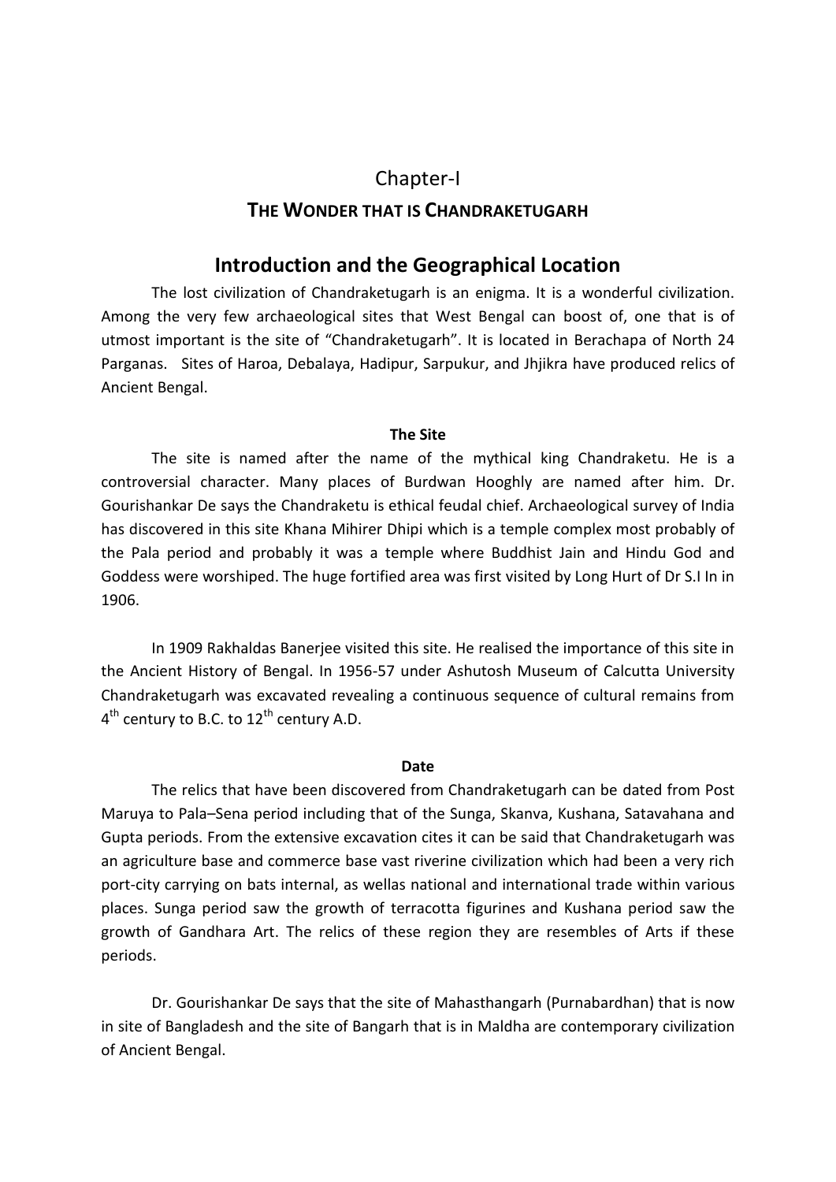# Chapter-I

## THE WONDER THAT IS CHANDRAKETUGARH

## Introduction and the Geographical Location

The lost civilization of Chandraketugarh is an enigma. It is a wonderful civilization. Among the very few archaeological sites that West Bengal can boost of, one that is of utmost important is the site of "Chandraketugarh". It is located in Berachapa of North 24 Parganas. Sites of Haroa, Debalaya, Hadipur, Sarpukur, and Jhjikra have produced relics of Ancient Bengal.

**The Site**

The site is named after the name of the mythical king Chandraketu. He is a controversial character. Many places of Burdwan Hooghly are named after him. Dr. Gourishankar De says the Chandraketu is ethical feudal chief. Archaeological survey of India has discovered in this site Khana Mihirer Dhipi which is a temple complex most probably of the Pala period and probably it was a temple where Buddhist Jain and Hindu God and Goddess were worshiped. The huge fortified area was first visited by Long Hurt of Dr S.I In in 1906.

In 1909 Rakhaldas Banerjee visited this site. He realised the importance of this site in the Ancient History of Bengal. In 1956-57 under Ashutosh Museum of Calcutta University Chandraketugarh was excavated revealing a continuous sequence of cultural remains from 4th century to B.C. to 12th century A.D.

**Date**

The relics that have been discovered from Chandraketugarh can be dated from Post Maruya to Pala–Sena period including that of the Sunga, Skanva, Kushana, Satavahana and Gupta periods. From the extensive excavation cites it can be said that Chandraketugarh was an agriculture base and commerce base vast riverine civilization which had been a very rich port-city carrying on bats internal, as wellas national and international trade within various places. Sunga period saw the growth of terracotta figurines and Kushana period saw the growth of Gandhara Art. The relics of these region they are resembles of Arts if these periods.

Dr. Gourishankar De says that the site of Mahasthangarh (Purnabardhan) that is now in site of Bangladesh and the site of Bangarh that is in Maldha are contemporary civilization of Ancient Bengal.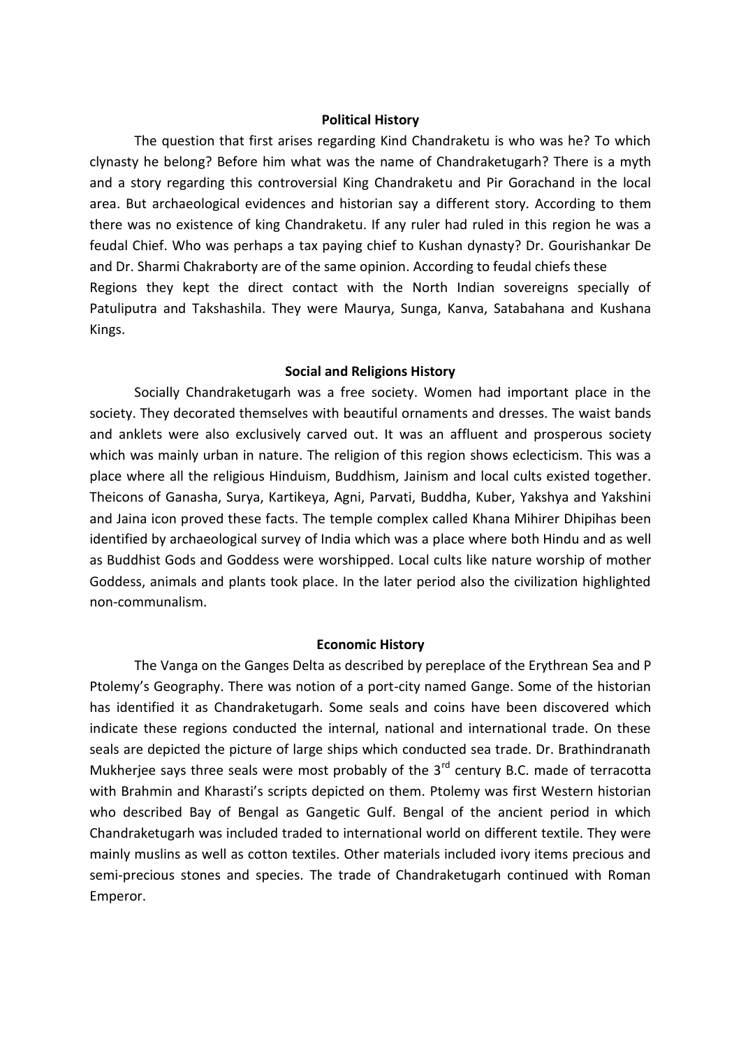## Political History

The question that first arises regarding Kind Chandraketu is who was he? To which clynasty he belong? Before him what was the name of Chandraketugarh? There is a myth and a story regarding this controversial King Chandraketu and Pir Gorachand in the local area. But archaeological evidences and historian say a different story. According to them there was no existence of king Chandraketu. If any ruler had ruled in this region he was a feudal Chief. Who was perhaps a tax paying chief to Kushan dynasty? Dr. Gourishankar De and Dr. Sharmi Chakraborty are of the same opinion. According to feudal chiefs these Regions they kept the direct contact with the North Indian sovereigns specially of Patuliputra and Takshashila. They were Maurya, Sunga, Kanva, Satabahana and Kushana Kings.

## Social and Religions History

Socially Chandraketugarh was a free society. Women had important place in the society. They decorated themselves with beautiful ornaments and dresses. The waist bands and anklets were also exclusively carved out. It was an affluent and prosperous society which was mainly urban in nature. The religion of this region shows eclecticism. This was a place where all the religious Hinduism, Buddhism, Jainism and local cults existed together. Theicons of Ganasha, Surya, Kartikeya, Agni, Parvati, Buddha, Kuber, Yakshya and Yakshini and Jaina icon proved these facts. The temple complex called Khana Mihirer Dhipihas been identified by archaeological survey of India which was a place where both Hindu and as well as Buddhist Gods and Goddess were worshipped. Local cults like nature worship of mother Goddess, animals and plants took place. In the later period also the civilization highlighted non-communalism.

## Economic History

The Vanga on the Ganges Delta as described by pereplace of the Erythrean Sea and P Ptolemy's Geography. There was notion of a port-city named Gange. Some of the historian has identified it as Chandraketugarh. Some seals and coins have been discovered which indicate these regions conducted the internal, national and international trade. On these seals are depicted the picture of large ships which conducted sea trade. Dr. Brathindranath Mukherjee says three seals were most probably of the 3rd century B.C. made of terracotta with Brahmin and Kharasti's scripts depicted on them. Ptolemy was first Western historian who described Bay of Bengal as Gangetic Gulf. Bengal of the ancient period in which Chandraketugarh was included traded to international world on different textile. They were mainly muslins as well as cotton textiles. Other materials included ivory items precious and semi-precious stones and species. The trade of Chandraketugarh continued with Roman Emperor.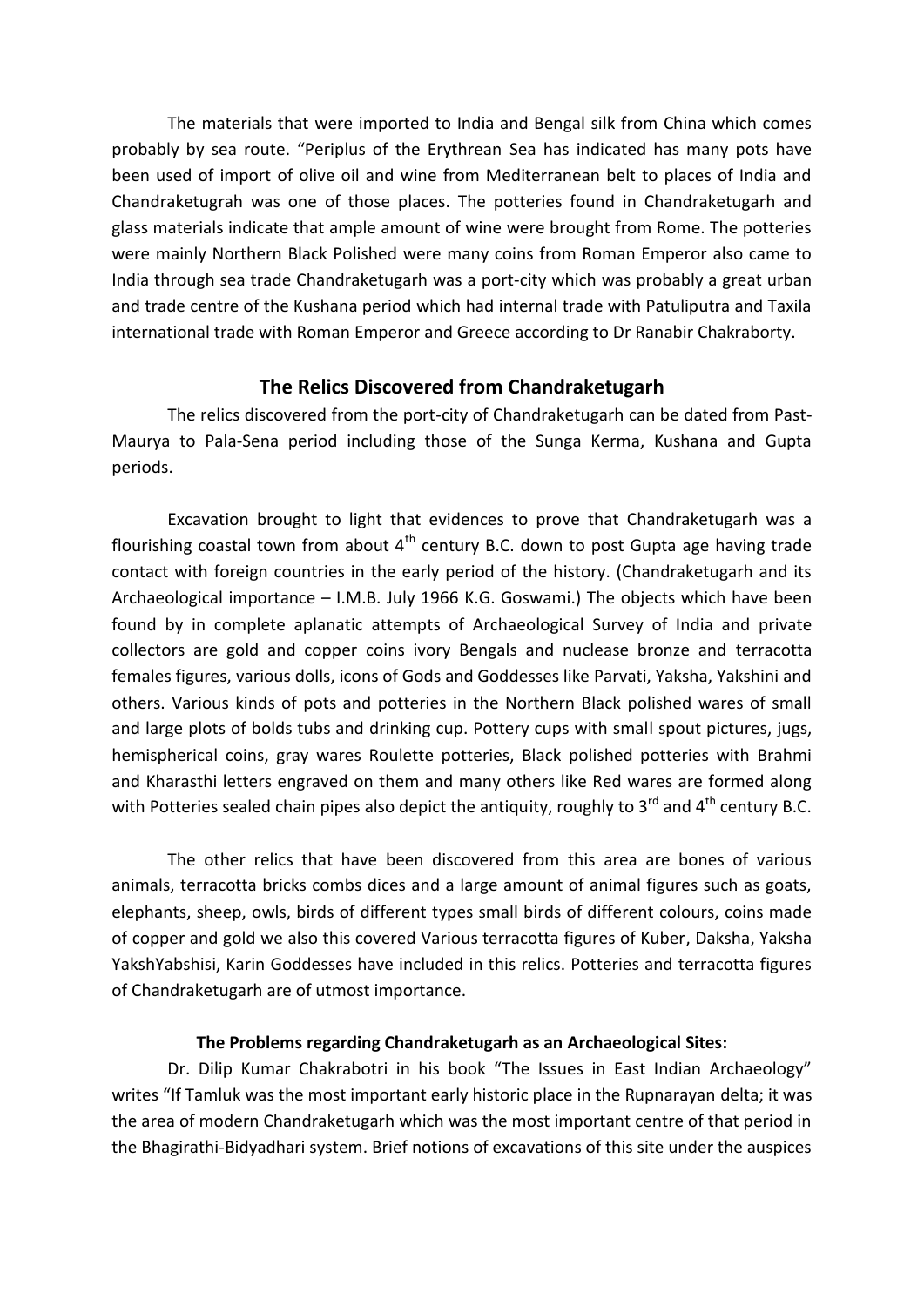The materials that were imported to India and Bengal silk from China which comes probably by sea route. "Periplus of the Erythrean Sea has indicated has many pots have been used of import of olive oil and wine from Mediterranean belt to places of India and Chandraketugrah was one of those places. The potteries found in Chandraketugarh and glass materials indicate that ample amount of wine were brought from Rome. The potteries were mainly Northern Black Polished were many coins from Roman Emperor also came to India through sea trade Chandraketugarh was a port-city which was probably a great urban and trade centre of the Kushana period which had internal trade with Patuliputra and Taxila international trade with Roman Emperor and Greece according to Dr Ranabir Chakraborty.

## The Relics Discovered from Chandraketugarh

The relics discovered from the port-city of Chandraketugarh can be dated from Past-Maurya to Pala-Sena period including those of the Sunga Kerma, Kushana and Gupta periods.

Excavation brought to light that evidences to prove that Chandraketugarh was a flourishing coastal town from about 4th century B.C. down to post Gupta age having trade contact with foreign countries in the early period of the history. (Chandraketugarh and its Archaeological importance – I.M.B. July 1966 K.G. Goswami.) The objects which have been found by in complete aplanatic attempts of Archaeological Survey of India and private collectors are gold and copper coins ivory Bengals and nuclease bronze and terracotta females figures, various dolls, icons of Gods and Goddesses like Parvati, Yaksha, Yakshini and others. Various kinds of pots and potteries in the Northern Black polished wares of small and large plots of bolds tubs and drinking cup. Pottery cups with small spout pictures, jugs, hemispherical coins, gray wares Roulette potteries, Black polished potteries with Brahmi and Kharasthi letters engraved on them and many others like Red wares are formed along with Potteries sealed chain pipes also depict the antiquity, roughly to 3rd and 4th century B.C.

The other relics that have been discovered from this area are bones of various animals, terracotta bricks combs dices and a large amount of animal figures such as goats, elephants, sheep, owls, birds of different types small birds of different colours, coins made of copper and gold we also this covered Various terracotta figures of Kuber, Daksha, Yaksha YakshYabshisi, Karin Goddesses have included in this relics. Potteries and terracotta figures of Chandraketugarh are of utmost importance.

### The Problems regarding Chandraketugarh as an Archaeological Sites:

Dr. Dilip Kumar Chakrabotri in his book "The Issues in East Indian Archaeology" writes "If Tamluk was the most important early historic place in the Rupnarayan delta; it was the area of modern Chandraketugarh which was the most important centre of that period in the Bhagirathi-Bidyadhari system. Brief notions of excavations of this site under the auspices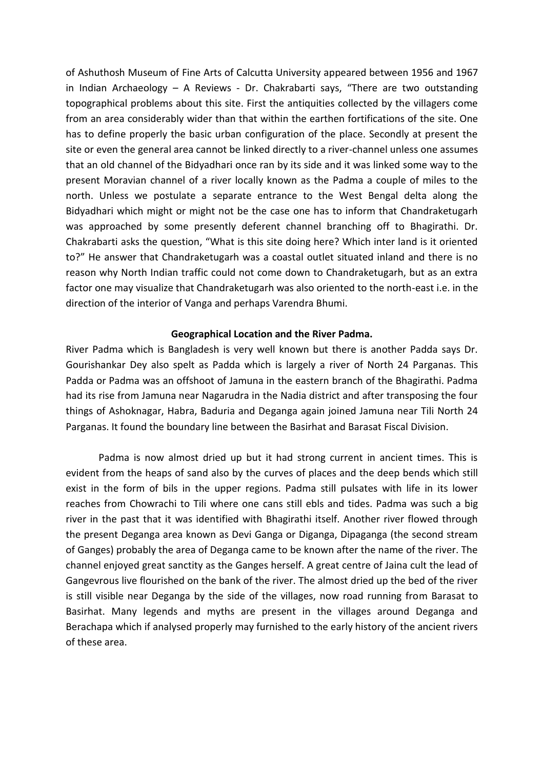of Ashuthosh Museum of Fine Arts of Calcutta University appeared between 1956 and 1967 in Indian Archaeology – A Reviews - Dr. Chakrabarti says, "There are two outstanding topographical problems about this site. First the antiquities collected by the villagers come from an area considerably wider than that within the earthen fortifications of the site. One has to define properly the basic urban configuration of the place. Secondly at present the site or even the general area cannot be linked directly to a river-channel unless one assumes that an old channel of the Bidyadhari once ran by its side and it was linked some way to the present Moravian channel of a river locally known as the Padma a couple of miles to the north. Unless we postulate a separate entrance to the West Bengal delta along the Bidyadhari which might or might not be the case one has to inform that Chandraketugarh was approached by some presently deferent channel branching off to Bhagirathi. Dr. Chakrabarti asks the question, "What is this site doing here? Which inter land is it oriented to?" He answer that Chandraketugarh was a coastal outlet situated inland and there is no reason why North Indian traffic could not come down to Chandraketugarh, but as an extra factor one may visualize that Chandraketugarh was also oriented to the north-east i.e. in the direction of the interior of Vanga and perhaps Varendra Bhumi.

**Geographical Location and the River Padma.**

River Padma which is Bangladesh is very well known but there is another Padda says Dr. Gourishankar Dey also spelt as Padda which is largely a river of North 24 Parganas. This Padda or Padma was an offshoot of Jamuna in the eastern branch of the Bhagirathi. Padma had its rise from Jamuna near Nagarudra in the Nadia district and after transposing the four things of Ashoknagar, Habra, Baduria and Deganga again joined Jamuna near Tili North 24 Parganas. It found the boundary line between the Basirhat and Barasat Fiscal Division.

Padma is now almost dried up but it had strong current in ancient times. This is evident from the heaps of sand also by the curves of places and the deep bends which still exist in the form of bils in the upper regions. Padma still pulsates with life in its lower reaches from Chowrachi to Tili where one cans still ebls and tides. Padma was such a big river in the past that it was identified with Bhagirathi itself. Another river flowed through the present Deganga area known as Devi Ganga or Diganga, Dipaganga (the second stream of Ganges) probably the area of Deganga came to be known after the name of the river. The channel enjoyed great sanctity as the Ganges herself. A great centre of Jaina cult the lead of Gangevrous live flourished on the bank of the river. The almost dried up the bed of the river is still visible near Deganga by the side of the villages, now road running from Barasat to Basirhat. Many legends and myths are present in the villages around Deganga and Berachapa which if analysed properly may furnished to the early history of the ancient rivers of these area.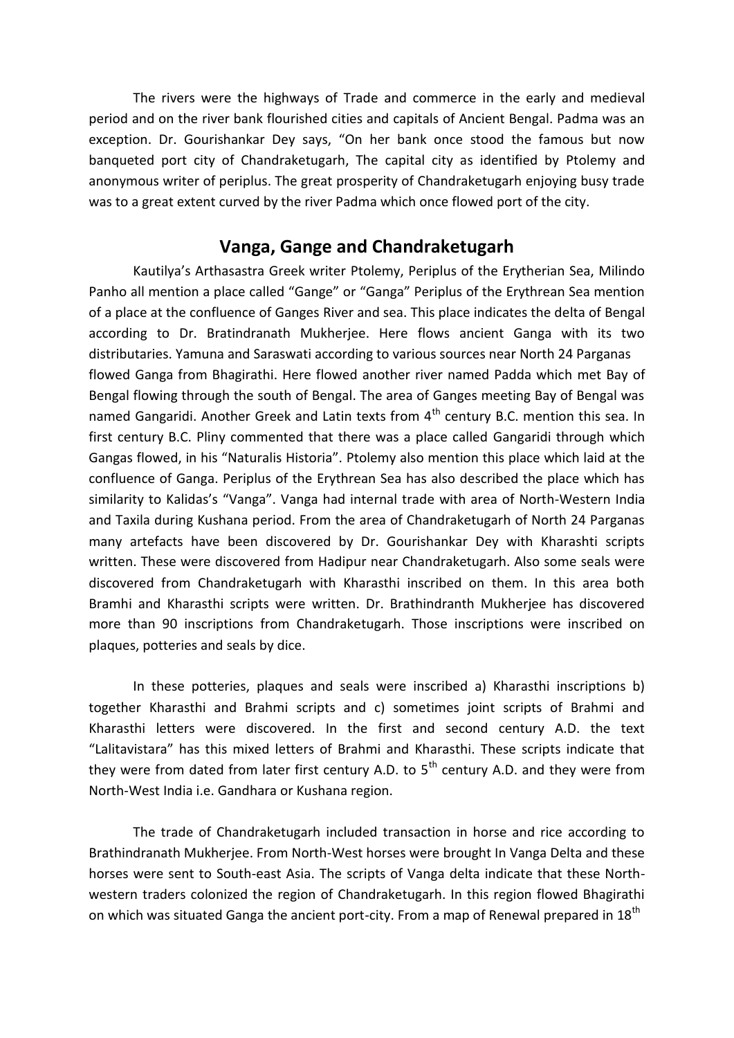The rivers were the highways of Trade and commerce in the early and medieval period and on the river bank flourished cities and capitals of Ancient Bengal. Padma was an exception. Dr. Gourishankar Dey says, "On her bank once stood the famous but now banqueted port city of Chandraketugarh, The capital city as identified by Ptolemy and anonymous writer of periplus. The great prosperity of Chandraketugarh enjoying busy trade was to a great extent curved by the river Padma which once flowed port of the city.

## Vanga, Gange and Chandraketugarh

Kautilya's Arthasastra Greek writer Ptolemy, Periplus of the Erytherian Sea, Milindo Panho all mention a place called "Gange" or "Ganga" Periplus of the Erythrean Sea mention of a place at the confluence of Ganges River and sea. This place indicates the delta of Bengal according to Dr. Bratindranath Mukherjee. Here flows ancient Ganga with its two distributaries. Yamuna and Saraswati according to various sources near North 24 Parganas flowed Ganga from Bhagirathi. Here flowed another river named Padda which met Bay of Bengal flowing through the south of Bengal. The area of Ganges meeting Bay of Bengal was named Gangaridi. Another Greek and Latin texts from 4th century B.C. mention this sea. In first century B.C. Pliny commented that there was a place called Gangaridi through which Gangas flowed, in his "Naturalis Historia". Ptolemy also mention this place which laid at the confluence of Ganga. Periplus of the Erythrean Sea has also described the place which has similarity to Kalidas's "Vanga". Vanga had internal trade with area of North-Western India and Taxila during Kushana period. From the area of Chandraketugarh of North 24 Parganas many artefacts have been discovered by Dr. Gourishankar Dey with Kharashti scripts written. These were discovered from Hadipur near Chandraketugarh. Also some seals were discovered from Chandraketugarh with Kharasthi inscribed on them. In this area both Bramhi and Kharasthi scripts were written. Dr. Brathindranth Mukherjee has discovered more than 90 inscriptions from Chandraketugarh. Those inscriptions were inscribed on plaques, potteries and seals by dice.

In these potteries, plaques and seals were inscribed a) Kharasthi inscriptions b) together Kharasthi and Brahmi scripts and c) sometimes joint scripts of Brahmi and Kharasthi letters were discovered. In the first and second century A.D. the text "Lalitavistara" has this mixed letters of Brahmi and Kharasthi. These scripts indicate that they were from dated from later first century A.D. to 5th century A.D. and they were from North-West India i.e. Gandhara or Kushana region.

The trade of Chandraketugarh included transaction in horse and rice according to Brathindranath Mukherjee. From North-West horses were brought In Vanga Delta and these horses were sent to South-east Asia. The scripts of Vanga delta indicate that these North-western traders colonized the region of Chandraketugarh. In this region flowed Bhagirathi on which was situated Ganga the ancient port-city. From a map of Renewal prepared in 18th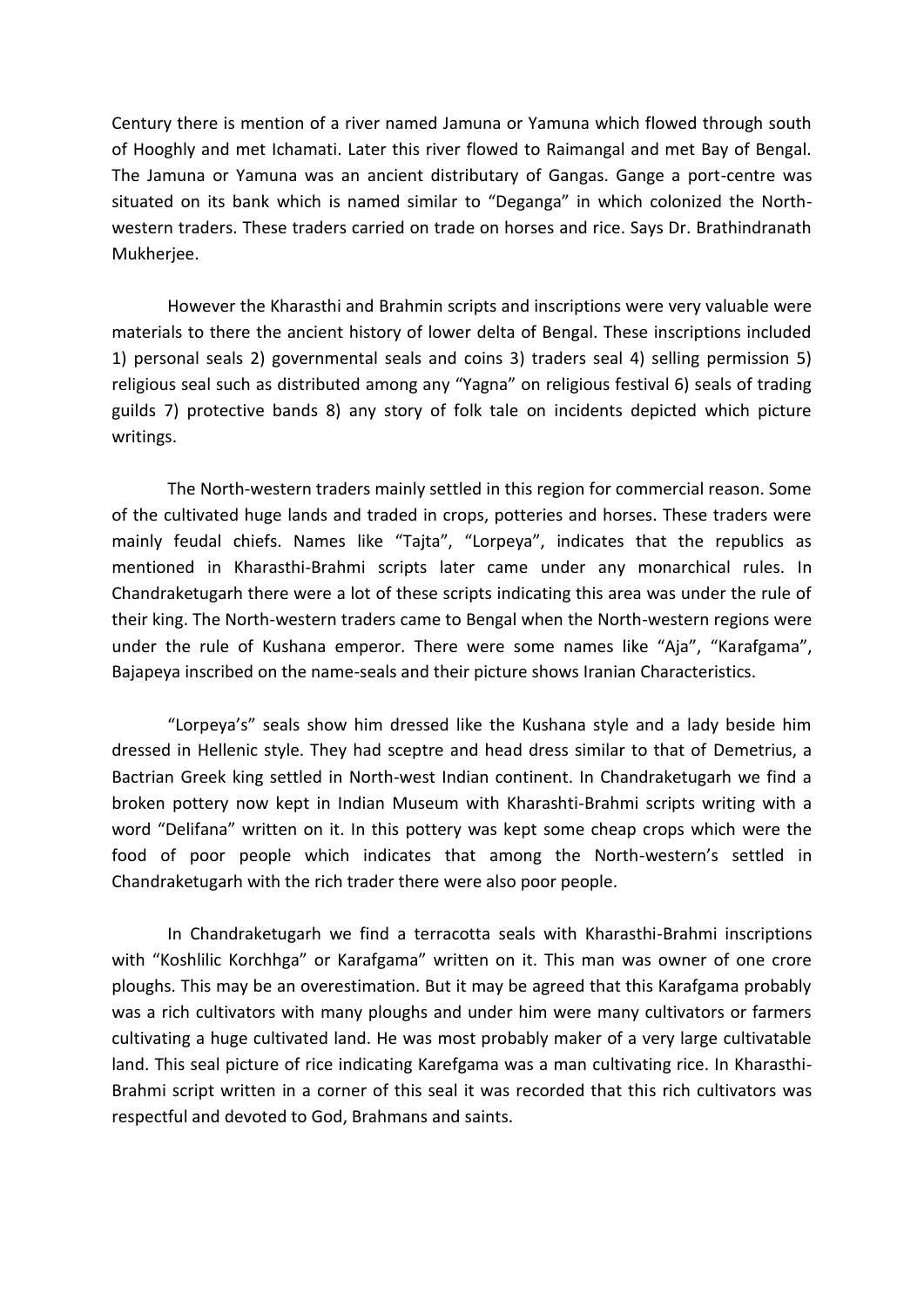Century there is mention of a river named Jamuna or Yamuna which flowed through south of Hooghly and met Ichamati. Later this river flowed to Raimangal and met Bay of Bengal. The Jamuna or Yamuna was an ancient distributary of Gangas. Gange a port-centre was situated on its bank which is named similar to "Deganga" in which colonized the North-western traders. These traders carried on trade on horses and rice. Says Dr. Brathindranath Mukherjee.

However the Kharasthi and Brahmin scripts and inscriptions were very valuable were materials to there the ancient history of lower delta of Bengal. These inscriptions included 1) personal seals 2) governmental seals and coins 3) traders seal 4) selling permission 5) religious seal such as distributed among any "Yagna" on religious festival 6) seals of trading guilds 7) protective bands 8) any story of folk tale on incidents depicted which picture writings.

The North-western traders mainly settled in this region for commercial reason. Some of the cultivated huge lands and traded in crops, potteries and horses. These traders were mainly feudal chiefs. Names like "Tajta", "Lorpeya", indicates that the republics as mentioned in Kharasthi-Brahmi scripts later came under any monarchical rules. In Chandraketugarh there were a lot of these scripts indicating this area was under the rule of their king. The North-western traders came to Bengal when the North-western regions were under the rule of Kushana emperor. There were some names like "Aja", "Karafgama", Bajapeya inscribed on the name-seals and their picture shows Iranian Characteristics.

"Lorpeya's" seals show him dressed like the Kushana style and a lady beside him dressed in Hellenic style. They had sceptre and head dress similar to that of Demetrius, a Bactrian Greek king settled in North-west Indian continent. In Chandraketugarh we find a broken pottery now kept in Indian Museum with Kharashti-Brahmi scripts writing with a word "Delifana" written on it. In this pottery was kept some cheap crops which were the food of poor people which indicates that among the North-western's settled in Chandraketugarh with the rich trader there were also poor people.

In Chandraketugarh we find a terracotta seals with Kharasthi-Brahmi inscriptions with "Koshlilic Korchhga" or Karafgama" written on it. This man was owner of one crore ploughs. This may be an overestimation. But it may be agreed that this Karafgama probably was a rich cultivators with many ploughs and under him were many cultivators or farmers cultivating a huge cultivated land. He was most probably maker of a very large cultivatable land. This seal picture of rice indicating Karefgama was a man cultivating rice. In Kharasthi-Brahmi script written in a corner of this seal it was recorded that this rich cultivators was respectful and devoted to God, Brahmans and saints.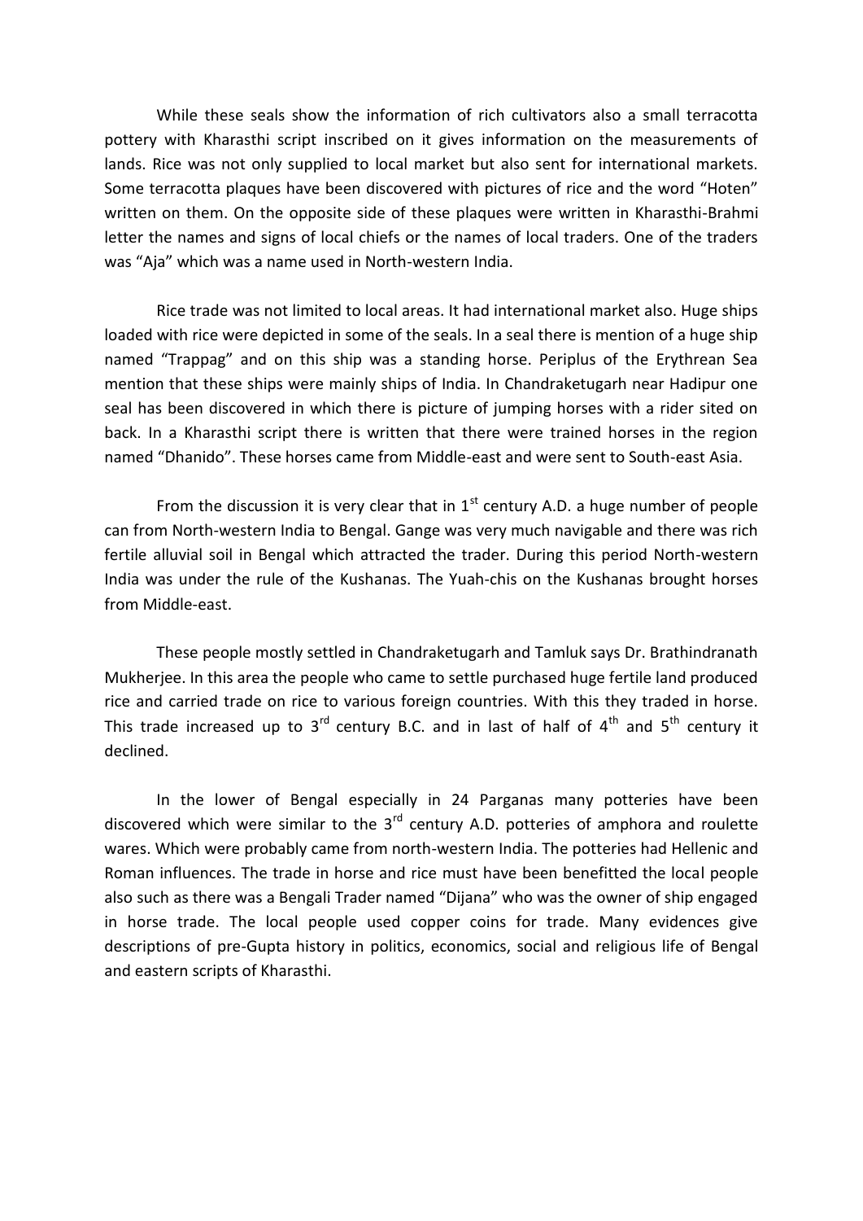While these seals show the information of rich cultivators also a small terracotta pottery with Kharasthi script inscribed on it gives information on the measurements of lands. Rice was not only supplied to local market but also sent for international markets. Some terracotta plaques have been discovered with pictures of rice and the word "Hoten" written on them. On the opposite side of these plaques were written in Kharasthi-Brahmi letter the names and signs of local chiefs or the names of local traders. One of the traders was "Aja" which was a name used in North-western India.

Rice trade was not limited to local areas. It had international market also. Huge ships loaded with rice were depicted in some of the seals. In a seal there is mention of a huge ship named "Trappag" and on this ship was a standing horse. Periplus of the Erythrean Sea mention that these ships were mainly ships of India. In Chandraketugarh near Hadipur one seal has been discovered in which there is picture of jumping horses with a rider sited on back. In a Kharasthi script there is written that there were trained horses in the region named "Dhanido". These horses came from Middle-east and were sent to South-east Asia.

From the discussion it is very clear that in 1st century A.D. a huge number of people can from North-western India to Bengal. Gange was very much navigable and there was rich fertile alluvial soil in Bengal which attracted the trader. During this period North-western India was under the rule of the Kushanas. The Yuah-chis on the Kushanas brought horses from Middle-east.

These people mostly settled in Chandraketugarh and Tamluk says Dr. Brathindranath Mukherjee. In this area the people who came to settle purchased huge fertile land produced rice and carried trade on rice to various foreign countries. With this they traded in horse. This trade increased up to 3rd century B.C. and in last of half of 4th and 5th century it declined.

In the lower of Bengal especially in 24 Parganas many potteries have been discovered which were similar to the 3rd century A.D. potteries of amphora and roulette wares. Which were probably came from north-western India. The potteries had Hellenic and Roman influences. The trade in horse and rice must have been benefitted the local people also such as there was a Bengali Trader named "Dijana" who was the owner of ship engaged in horse trade. The local people used copper coins for trade. Many evidences give descriptions of pre-Gupta history in politics, economics, social and religious life of Bengal and eastern scripts of Kharasthi.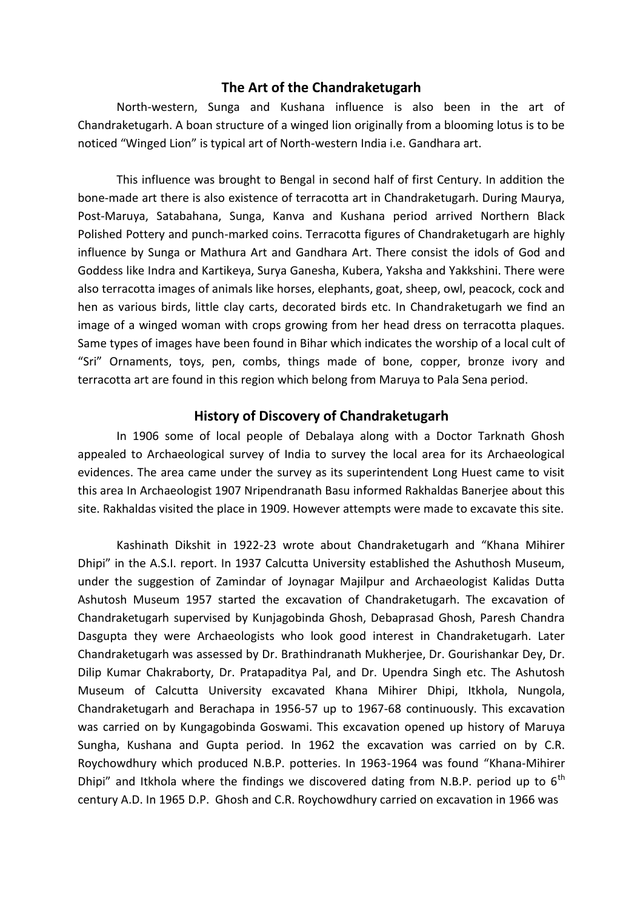## The Art of the Chandraketugarh

North-western, Sunga and Kushana influence is also been in the art of Chandraketugarh. A boan structure of a winged lion originally from a blooming lotus is to be noticed "Winged Lion" is typical art of North-western India i.e. Gandhara art.

This influence was brought to Bengal in second half of first Century. In addition the bone-made art there is also existence of terracotta art in Chandraketugarh. During Maurya, Post-Maruya, Satabahana, Sunga, Kanva and Kushana period arrived Northern Black Polished Pottery and punch-marked coins. Terracotta figures of Chandraketugarh are highly influence by Sunga or Mathura Art and Gandhara Art. There consist the idols of God and Goddess like Indra and Kartikeya, Surya Ganesha, Kubera, Yaksha and Yakkshini. There were also terracotta images of animals like horses, elephants, goat, sheep, owl, peacock, cock and hen as various birds, little clay carts, decorated birds etc. In Chandraketugarh we find an image of a winged woman with crops growing from her head dress on terracotta plaques. Same types of images have been found in Bihar which indicates the worship of a local cult of "Sri" Ornaments, toys, pen, combs, things made of bone, copper, bronze ivory and terracotta art are found in this region which belong from Maruya to Pala Sena period.

## History of Discovery of Chandraketugarh

In 1906 some of local people of Debalaya along with a Doctor Tarknath Ghosh appealed to Archaeological survey of India to survey the local area for its Archaeological evidences. The area came under the survey as its superintendent Long Huest came to visit this area In Archaeologist 1907 Nripendranath Basu informed Rakhaldas Banerjee about this site. Rakhaldas visited the place in 1909. However attempts were made to excavate this site.

Kashinath Dikshit in 1922-23 wrote about Chandraketugarh and "Khana Mihirer Dhipi" in the A.S.I. report. In 1937 Calcutta University established the Ashuthosh Museum, under the suggestion of Zamindar of Joynagar Majilpur and Archaeologist Kalidas Dutta Ashutosh Museum 1957 started the excavation of Chandraketugarh. The excavation of Chandraketugarh supervised by Kunjagobinda Ghosh, Debaprasad Ghosh, Paresh Chandra Dasgupta they were Archaeologists who look good interest in Chandraketugarh. Later Chandraketugarh was assessed by Dr. Brathindranath Mukherjee, Dr. Gourishankar Dey, Dr. Dilip Kumar Chakraborty, Dr. Pratapaditya Pal, and Dr. Upendra Singh etc. The Ashutosh Museum of Calcutta University excavated Khana Mihirer Dhipi, Itkhola, Nungola, Chandraketugarh and Berachapa in 1956-57 up to 1967-68 continuously. This excavation was carried on by Kungagobinda Goswami. This excavation opened up history of Maruya Sungha, Kushana and Gupta period. In 1962 the excavation was carried on by C.R. Roychowdhury which produced N.B.P. potteries. In 1963-1964 was found "Khana-Mihirer Dhipi" and Itkhola where the findings we discovered dating from N.B.P. period up to 6th century A.D. In 1965 D.P. Ghosh and C.R. Roychowdhury carried on excavation in 1966 was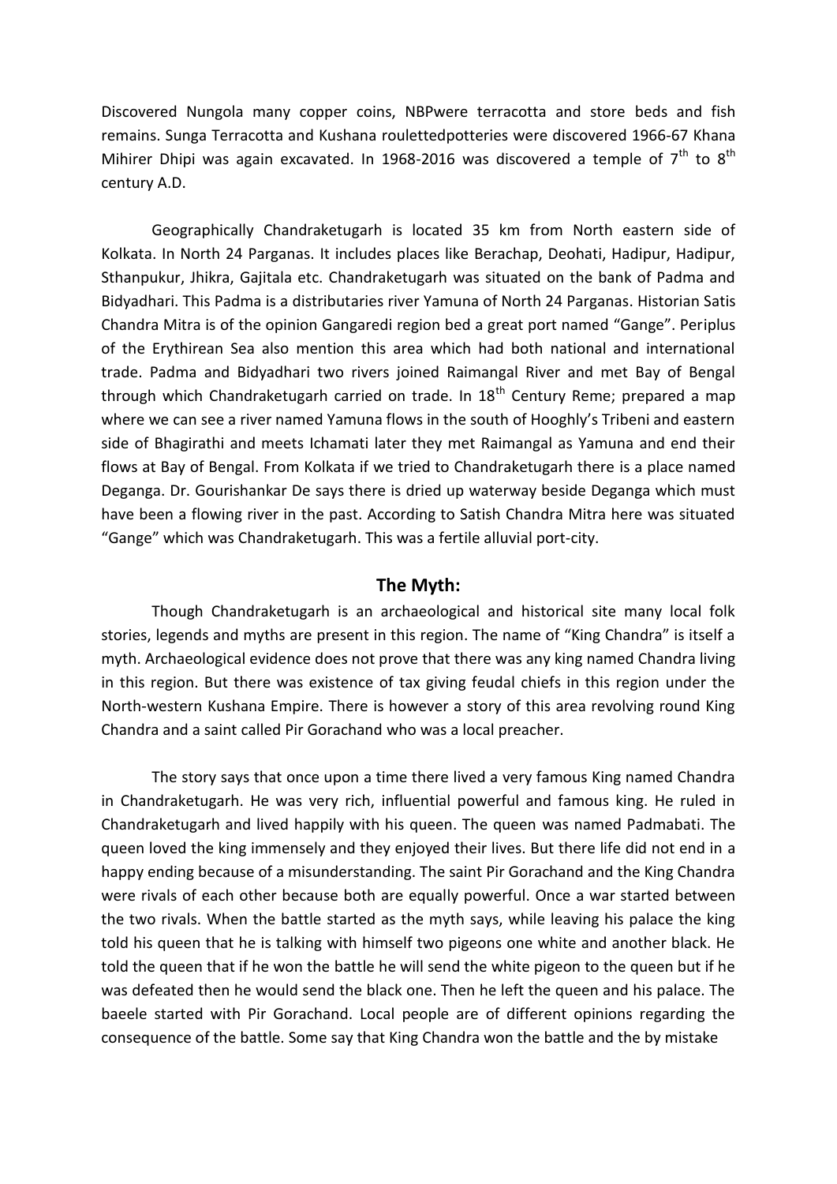Discovered Nungola many copper coins, NBPwere terracotta and store beds and fish remains. Sunga Terracotta and Kushana roulettedpotteries were discovered 1966-67 Khana Mihirer Dhipi was again excavated. In 1968-2016 was discovered a temple of 7th to 8th century A.D.

Geographically Chandraketugarh is located 35 km from North eastern side of Kolkata. In North 24 Parganas. It includes places like Berachap, Deohati, Hadipur, Hadipur, Sthanpukur, Jhikra, Gajitala etc. Chandraketugarh was situated on the bank of Padma and Bidyadhari. This Padma is a distributaries river Yamuna of North 24 Parganas. Historian Satis Chandra Mitra is of the opinion Gangaredi region bed a great port named "Gange". Periplus of the Erythirean Sea also mention this area which had both national and international trade. Padma and Bidyadhari two rivers joined Raimangal River and met Bay of Bengal through which Chandraketugarh carried on trade. In 18th Century Reme; prepared a map where we can see a river named Yamuna flows in the south of Hooghly's Tribeni and eastern side of Bhagirathi and meets Ichamati later they met Raimangal as Yamuna and end their flows at Bay of Bengal. From Kolkata if we tried to Chandraketugarh there is a place named Deganga. Dr. Gourishankar De says there is dried up waterway beside Deganga which must have been a flowing river in the past. According to Satish Chandra Mitra here was situated "Gange" which was Chandraketugarh. This was a fertile alluvial port-city.

## The Myth:

Though Chandraketugarh is an archaeological and historical site many local folk stories, legends and myths are present in this region. The name of "King Chandra" is itself a myth. Archaeological evidence does not prove that there was any king named Chandra living in this region. But there was existence of tax giving feudal chiefs in this region under the North-western Kushana Empire. There is however a story of this area revolving round King Chandra and a saint called Pir Gorachand who was a local preacher.

The story says that once upon a time there lived a very famous King named Chandra in Chandraketugarh. He was very rich, influential powerful and famous king. He ruled in Chandraketugarh and lived happily with his queen. The queen was named Padmabati. The queen loved the king immensely and they enjoyed their lives. But there life did not end in a happy ending because of a misunderstanding. The saint Pir Gorachand and the King Chandra were rivals of each other because both are equally powerful. Once a war started between the two rivals. When the battle started as the myth says, while leaving his palace the king told his queen that he is talking with himself two pigeons one white and another black. He told the queen that if he won the battle he will send the white pigeon to the queen but if he was defeated then he would send the black one. Then he left the queen and his palace. The baeele started with Pir Gorachand. Local people are of different opinions regarding the consequence of the battle. Some say that King Chandra won the battle and the by mistake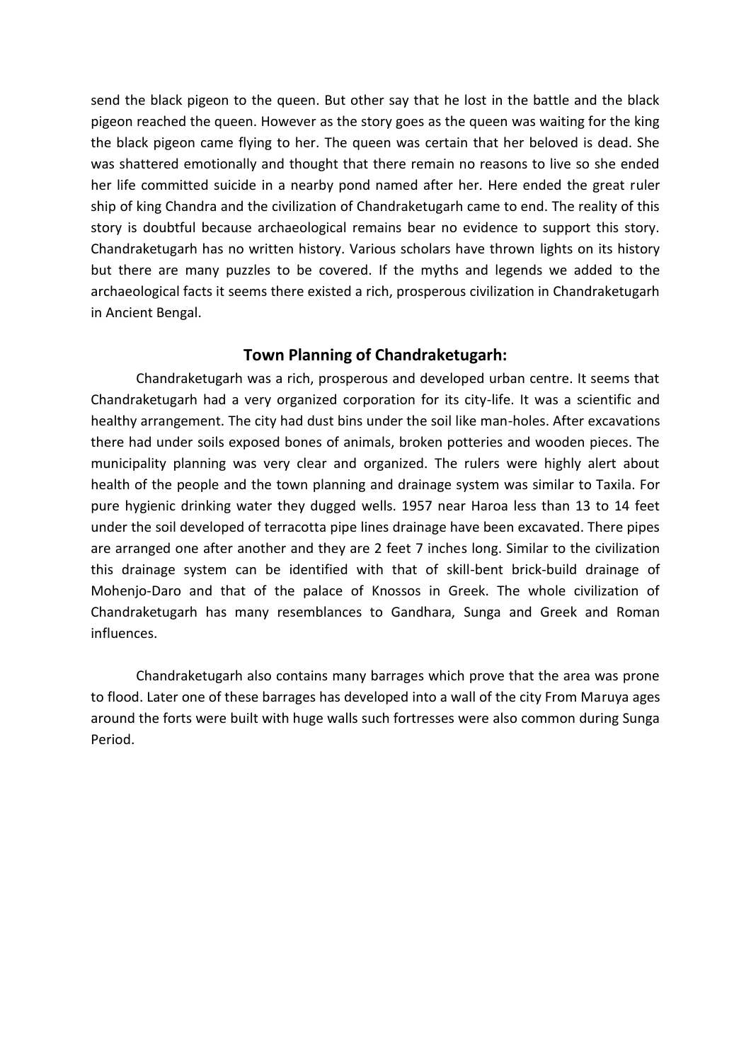send the black pigeon to the queen. But other say that he lost in the battle and the black pigeon reached the queen. However as the story goes as the queen was waiting for the king the black pigeon came flying to her. The queen was certain that her beloved is dead. She was shattered emotionally and thought that there remain no reasons to live so she ended her life committed suicide in a nearby pond named after her. Here ended the great ruler ship of king Chandra and the civilization of Chandraketugarh came to end. The reality of this story is doubtful because archaeological remains bear no evidence to support this story. Chandraketugarh has no written history. Various scholars have thrown lights on its history but there are many puzzles to be covered. If the myths and legends we added to the archaeological facts it seems there existed a rich, prosperous civilization in Chandraketugarh in Ancient Bengal.

## Town Planning of Chandraketugarh:

Chandraketugarh was a rich, prosperous and developed urban centre. It seems that Chandraketugarh had a very organized corporation for its city-life. It was a scientific and healthy arrangement. The city had dust bins under the soil like man-holes. After excavations there had under soils exposed bones of animals, broken potteries and wooden pieces. The municipality planning was very clear and organized. The rulers were highly alert about health of the people and the town planning and drainage system was similar to Taxila. For pure hygienic drinking water they dugged wells. 1957 near Haroa less than 13 to 14 feet under the soil developed of terracotta pipe lines drainage have been excavated. There pipes are arranged one after another and they are 2 feet 7 inches long. Similar to the civilization this drainage system can be identified with that of skill-bent brick-build drainage of Mohenjo-Daro and that of the palace of Knossos in Greek. The whole civilization of Chandraketugarh has many resemblances to Gandhara, Sunga and Greek and Roman influences.

Chandraketugarh also contains many barrages which prove that the area was prone to flood. Later one of these barrages has developed into a wall of the city From Maruya ages around the forts were built with huge walls such fortresses were also common during Sunga Period.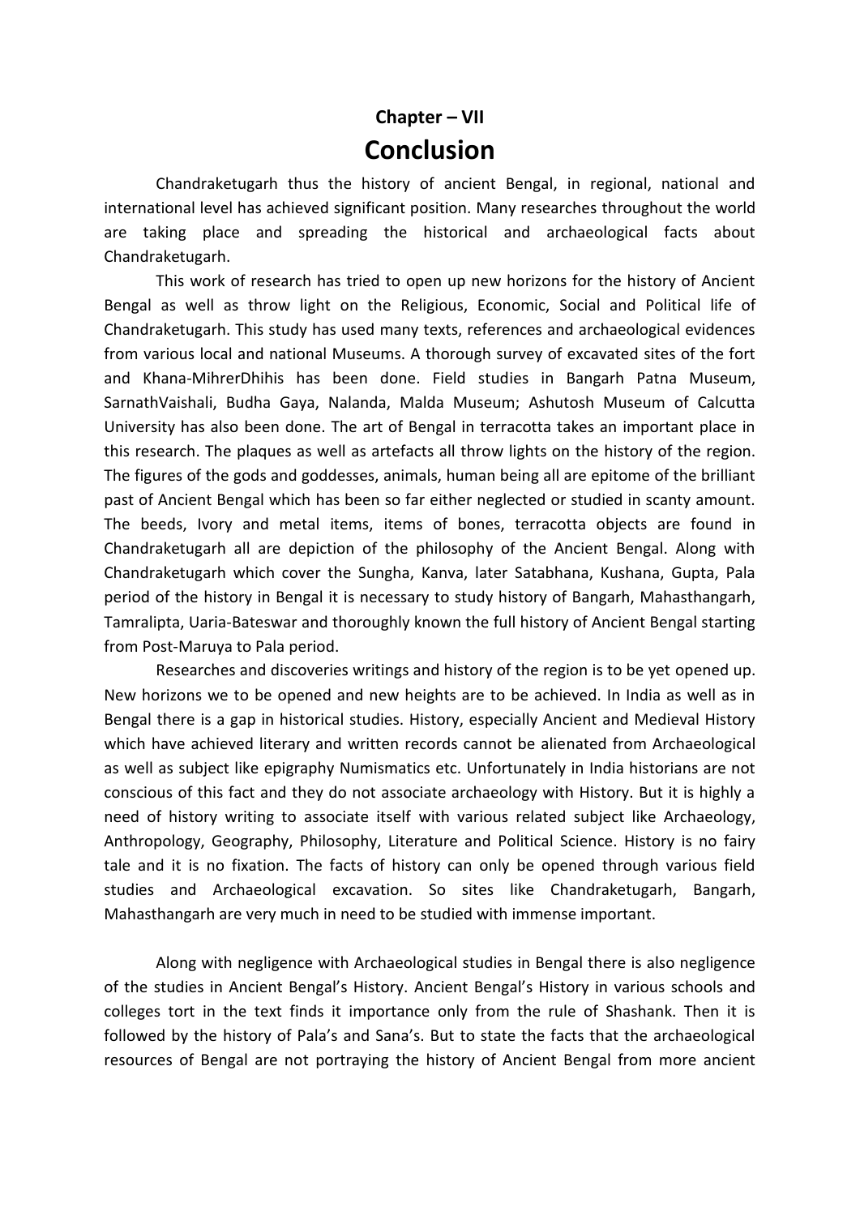**Chapter – VII**

# Conclusion

Chandraketugarh thus the history of ancient Bengal, in regional, national and international level has achieved significant position. Many researches throughout the world are taking place and spreading the historical and archaeological facts about Chandraketugarh.

This work of research has tried to open up new horizons for the history of Ancient Bengal as well as throw light on the Religious, Economic, Social and Political life of Chandraketugarh. This study has used many texts, references and archaeological evidences from various local and national Museums. A thorough survey of excavated sites of the fort and Khana-MihrerDhihis has been done. Field studies in Bangarh Patna Museum, SarnathVaishali, Budha Gaya, Nalanda, Malda Museum; Ashutosh Museum of Calcutta University has also been done. The art of Bengal in terracotta takes an important place in this research. The plaques as well as artefacts all throw lights on the history of the region. The figures of the gods and goddesses, animals, human being all are epitome of the brilliant past of Ancient Bengal which has been so far either neglected or studied in scanty amount. The beeds, Ivory and metal items, items of bones, terracotta objects are found in Chandraketugarh all are depiction of the philosophy of the Ancient Bengal. Along with Chandraketugarh which cover the Sungha, Kanva, later Satabhana, Kushana, Gupta, Pala period of the history in Bengal it is necessary to study history of Bangarh, Mahasthangarh, Tamralipta, Uaria-Bateswar and thoroughly known the full history of Ancient Bengal starting from Post-Maruya to Pala period.

Researches and discoveries writings and history of the region is to be yet opened up. New horizons we to be opened and new heights are to be achieved. In India as well as in Bengal there is a gap in historical studies. History, especially Ancient and Medieval History which have achieved literary and written records cannot be alienated from Archaeological as well as subject like epigraphy Numismatics etc. Unfortunately in India historians are not conscious of this fact and they do not associate archaeology with History. But it is highly a need of history writing to associate itself with various related subject like Archaeology, Anthropology, Geography, Philosophy, Literature and Political Science. History is no fairy tale and it is no fixation. The facts of history can only be opened through various field studies and Archaeological excavation. So sites like Chandraketugarh, Bangarh, Mahasthangarh are very much in need to be studied with immense important.

Along with negligence with Archaeological studies in Bengal there is also negligence of the studies in Ancient Bengal's History. Ancient Bengal's History in various schools and colleges tort in the text finds it importance only from the rule of Shashank. Then it is followed by the history of Pala's and Sana's. But to state the facts that the archaeological resources of Bengal are not portraying the history of Ancient Bengal from more ancient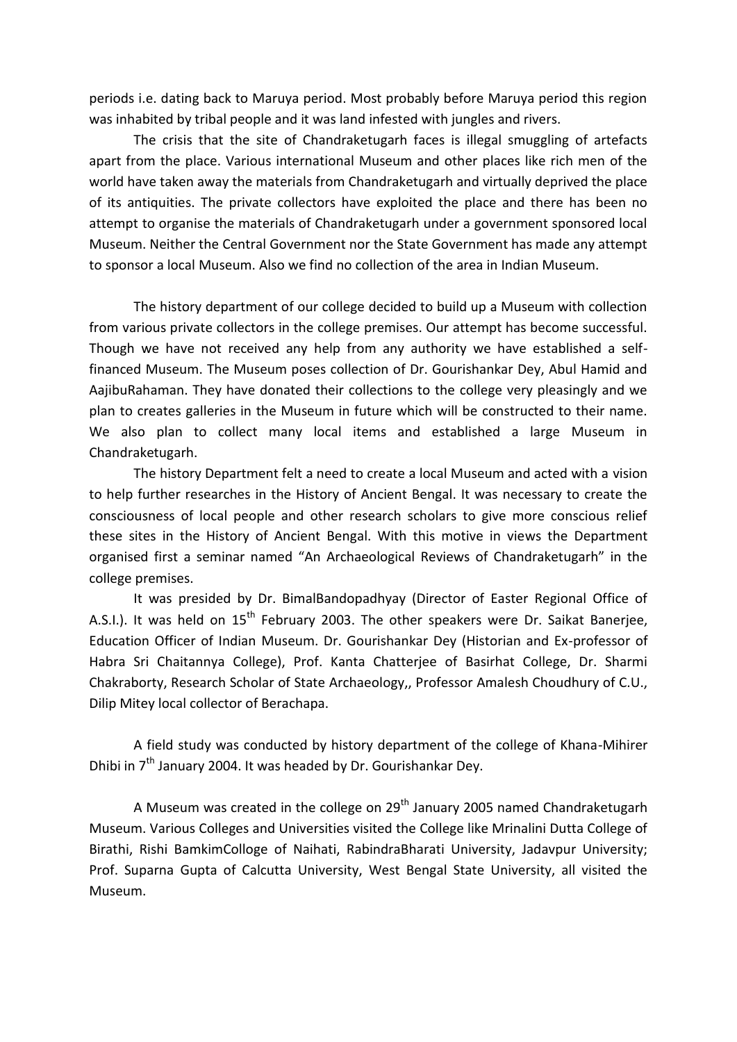periods i.e. dating back to Maruya period. Most probably before Maruya period this region was inhabited by tribal people and it was land infested with jungles and rivers.

The crisis that the site of Chandraketugarh faces is illegal smuggling of artefacts apart from the place. Various international Museum and other places like rich men of the world have taken away the materials from Chandraketugarh and virtually deprived the place of its antiquities. The private collectors have exploited the place and there has been no attempt to organise the materials of Chandraketugarh under a government sponsored local Museum. Neither the Central Government nor the State Government has made any attempt to sponsor a local Museum. Also we find no collection of the area in Indian Museum.

The history department of our college decided to build up a Museum with collection from various private collectors in the college premises. Our attempt has become successful. Though we have not received any help from any authority we have established a self-financed Museum. The Museum poses collection of Dr. Gourishankar Dey, Abul Hamid and AajibuRahaman. They have donated their collections to the college very pleasingly and we plan to creates galleries in the Museum in future which will be constructed to their name. We also plan to collect many local items and established a large Museum in Chandraketugarh.

The history Department felt a need to create a local Museum and acted with a vision to help further researches in the History of Ancient Bengal. It was necessary to create the consciousness of local people and other research scholars to give more conscious relief these sites in the History of Ancient Bengal. With this motive in views the Department organised first a seminar named "An Archaeological Reviews of Chandraketugarh" in the college premises.

It was presided by Dr. BimalBandopadhyay (Director of Easter Regional Office of A.S.I.). It was held on 15th February 2003. The other speakers were Dr. Saikat Banerjee, Education Officer of Indian Museum. Dr. Gourishankar Dey (Historian and Ex-professor of Habra Sri Chaitannya College), Prof. Kanta Chatterjee of Basirhat College, Dr. Sharmi Chakraborty, Research Scholar of State Archaeology,, Professor Amalesh Choudhury of C.U., Dilip Mitey local collector of Berachapa.

A field study was conducted by history department of the college of Khana-Mihirer Dhibi in 7th January 2004. It was headed by Dr. Gourishankar Dey.

A Museum was created in the college on 29th January 2005 named Chandraketugarh Museum. Various Colleges and Universities visited the College like Mrinalini Dutta College of Birathi, Rishi BamkimColloge of Naihati, RabindraBharati University, Jadavpur University; Prof. Suparna Gupta of Calcutta University, West Bengal State University, all visited the Museum.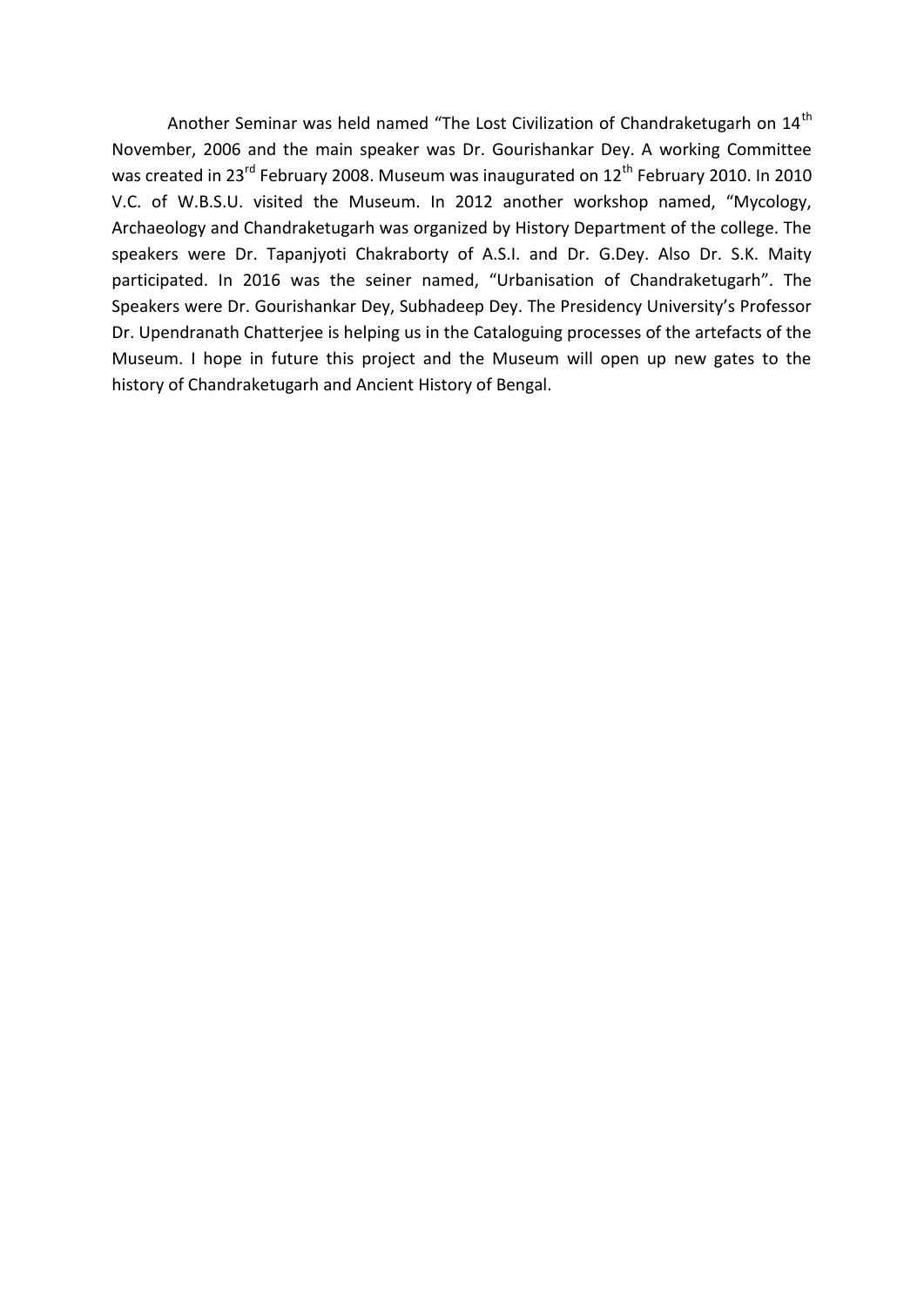Another Seminar was held named "The Lost Civilization of Chandraketugarh on 14th November, 2006 and the main speaker was Dr. Gourishankar Dey. A working Committee was created in 23rd February 2008. Museum was inaugurated on 12th February 2010. In 2010 V.C. of W.B.S.U. visited the Museum. In 2012 another workshop named, "Mycology, Archaeology and Chandraketugarh was organized by History Department of the college. The speakers were Dr. Tapanjyoti Chakraborty of A.S.I. and Dr. G.Dey. Also Dr. S.K. Maity participated. In 2016 was the seiner named, "Urbanisation of Chandraketugarh". The Speakers were Dr. Gourishankar Dey, Subhadeep Dey. The Presidency University's Professor Dr. Upendranath Chatterjee is helping us in the Cataloguing processes of the artefacts of the Museum. I hope in future this project and the Museum will open up new gates to the history of Chandraketugarh and Ancient History of Bengal.